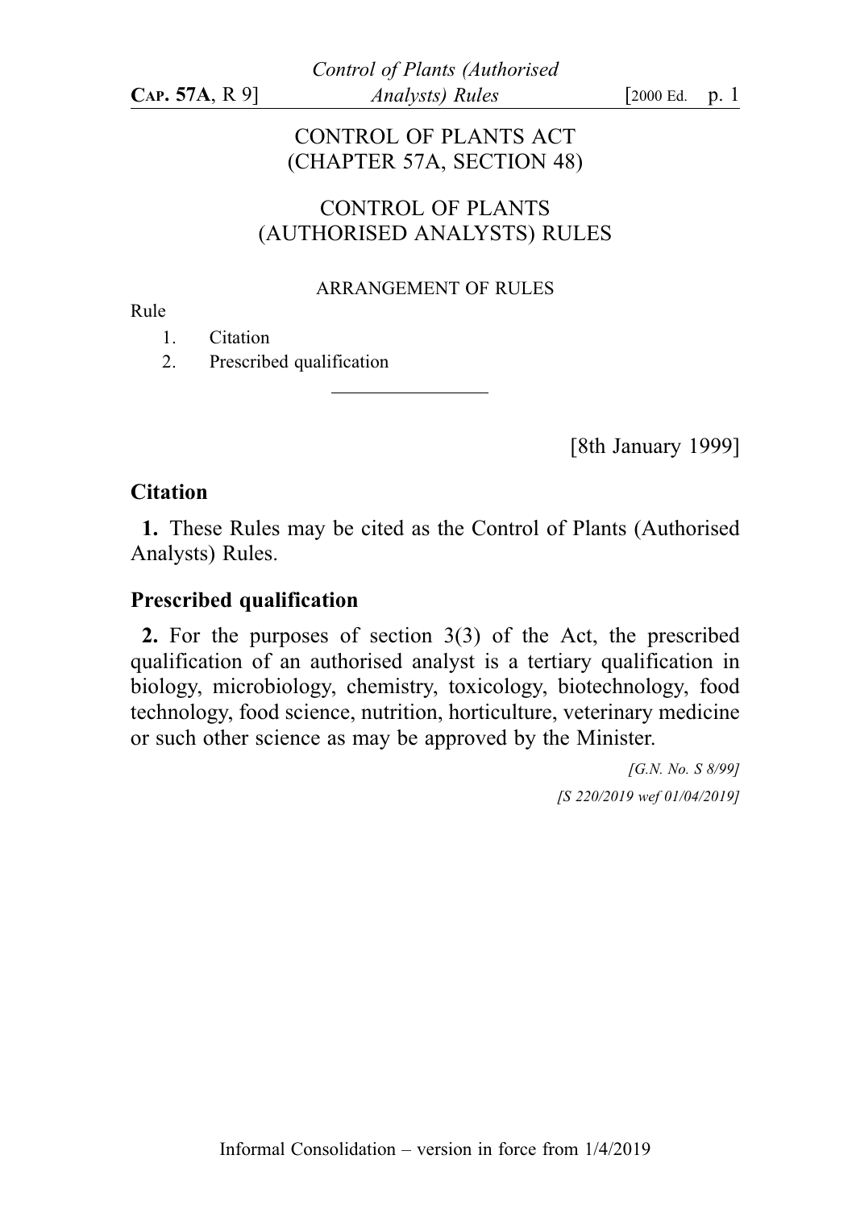# CONTROL OF PLANTS ACT
(CHAPTER 57A, SECTION 48)

# CONTROL OF PLANTS (AUTHORISED ANALYSTS) RULES

ARRANGEMENT OF RULES

Rule

1. Citation
2. Prescribed qualification

---

[8th January 1999]

## Citation

**1.** These Rules may be cited as the Control of Plants (Authorised Analysts) Rules.

## Prescribed qualification

**2.** For the purposes of section 3(3) of the Act, the prescribed qualification of an authorised analyst is a tertiary qualification in biology, microbiology, chemistry, toxicology, biotechnology, food technology, food science, nutrition, horticulture, veterinary medicine or such other science as may be approved by the Minister.

*[G.N. No. S 8/99]*

*[S 220/2019 wef 01/04/2019]*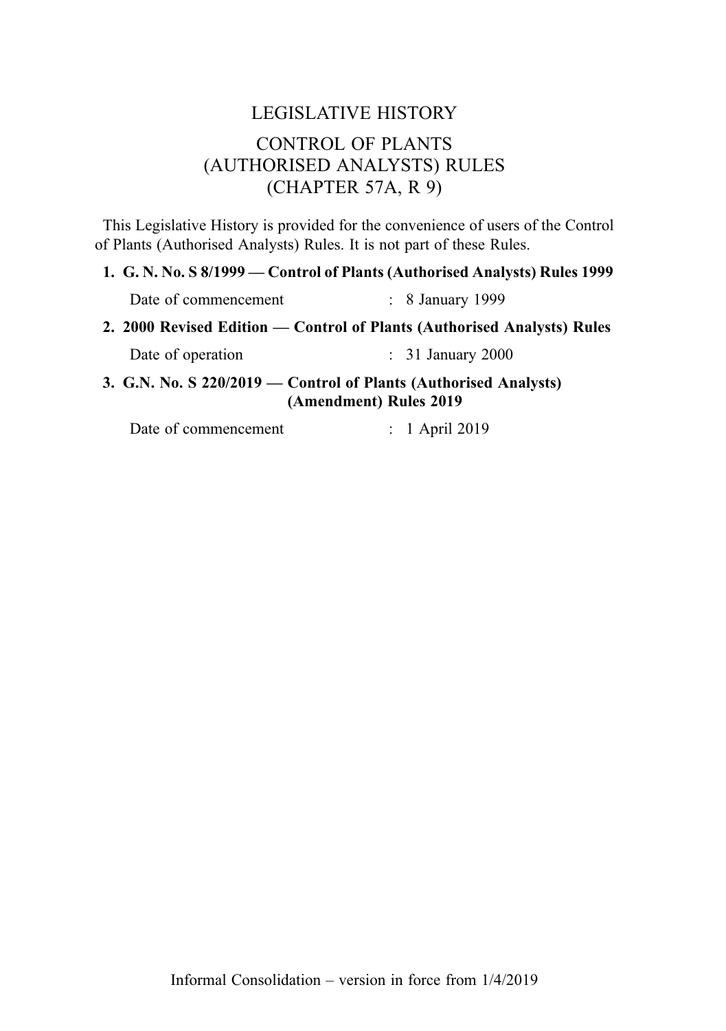# LEGISLATIVE HISTORY

## CONTROL OF PLANTS (AUTHORISED ANALYSTS) RULES (CHAPTER 57A, R 9)

This Legislative History is provided for the convenience of users of the Control of Plants (Authorised Analysts) Rules. It is not part of these Rules.

**1. G. N. No. S 8/1999 — Control of Plants (Authorised Analysts) Rules 1999**

Date of commencement : 8 January 1999

**2. 2000 Revised Edition — Control of Plants (Authorised Analysts) Rules**

Date of operation : 31 January 2000

**3. G.N. No. S 220/2019 — Control of Plants (Authorised Analysts) (Amendment) Rules 2019**

Date of commencement : 1 April 2019

Informal Consolidation – version in force from 1/4/2019